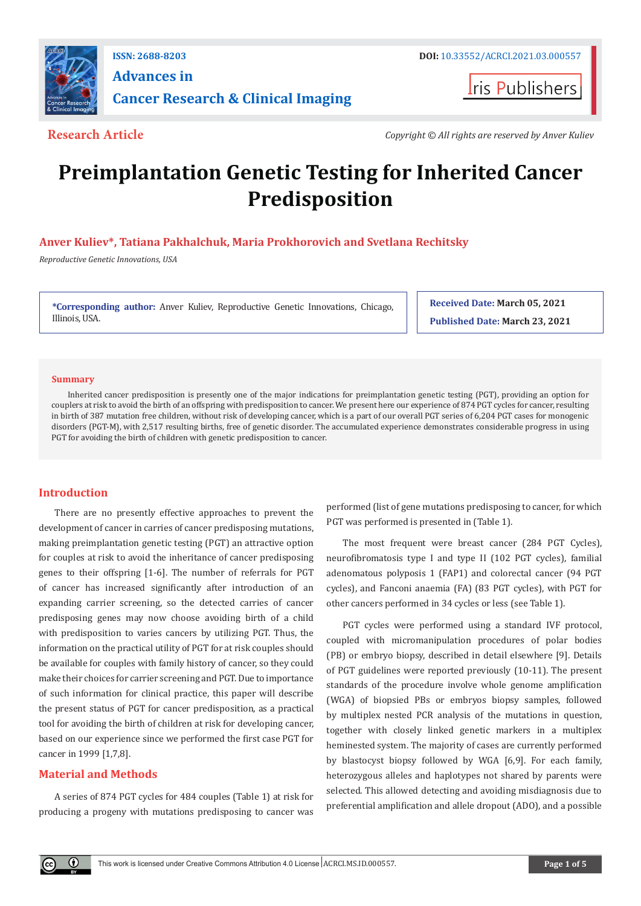ISSN: 2688-8203

DOI: 10.33552/ACRCI.2021.03.000557

**Advances in Cancer Research & Clinical Imaging**

Iris Publishers

**Research Article**

*Copyright © All rights are reserved by Anver Kuliev*

# Preimplantation Genetic Testing for Inherited Cancer Predisposition

**Anver Kuliev*, Tatiana Pakhalchuk, Maria Prokhorovich and Svetlana Rechitsky**

*Reproductive Genetic Innovations, USA*

**\*Corresponding author:** Anver Kuliev, Reproductive Genetic Innovations, Chicago, Illinois, USA.

**Received Date:** March 05, 2021

**Published Date:** March 23, 2021

## Summary

Inherited cancer predisposition is presently one of the major indications for preimplantation genetic testing (PGT), providing an option for couplers at risk to avoid the birth of an offspring with predisposition to cancer. We present here our experience of 874 PGT cycles for cancer, resulting in birth of 387 mutation free children, without risk of developing cancer, which is a part of our overall PGT series of 6,204 PGT cases for monogenic disorders (PGT-M), with 2,517 resulting births, free of genetic disorder. The accumulated experience demonstrates considerable progress in using PGT for avoiding the birth of children with genetic predisposition to cancer.

## Introduction

There are no presently effective approaches to prevent the development of cancer in carries of cancer predisposing mutations, making preimplantation genetic testing (PGT) an attractive option for couples at risk to avoid the inheritance of cancer predisposing genes to their offspring [1-6]. The number of referrals for PGT of cancer has increased significantly after introduction of an expanding carrier screening, so the detected carries of cancer predisposing genes may now choose avoiding birth of a child with predisposition to varies cancers by utilizing PGT. Thus, the information on the practical utility of PGT for at risk couples should be available for couples with family history of cancer, so they could make their choices for carrier screening and PGT. Due to importance of such information for clinical practice, this paper will describe the present status of PGT for cancer predisposition, as a practical tool for avoiding the birth of children at risk for developing cancer, based on our experience since we performed the first case PGT for cancer in 1999 [1,7,8].

## Material and Methods

A series of 874 PGT cycles for 484 couples (Table 1) at risk for producing a progeny with mutations predisposing to cancer was performed (list of gene mutations predisposing to cancer, for which PGT was performed is presented in (Table 1).

The most frequent were breast cancer (284 PGT Cycles), neurofibromatosis type I and type II (102 PGT cycles), familial adenomatous polyposis 1 (FAP1) and colorectal cancer (94 PGT cycles), and Fanconi anaemia (FA) (83 PGT cycles), with PGT for other cancers performed in 34 cycles or less (see Table 1).

PGT cycles were performed using a standard IVF protocol, coupled with micromanipulation procedures of polar bodies (PB) or embryo biopsy, described in detail elsewhere [9]. Details of PGT guidelines were reported previously (10-11). The present standards of the procedure involve whole genome amplification (WGA) of biopsied PBs or embryos biopsy samples, followed by multiplex nested PCR analysis of the mutations in question, together with closely linked genetic markers in a multiplex heminested system. The majority of cases are currently performed by blastocyst biopsy followed by WGA [6,9]. For each family, heterozygous alleles and haplotypes not shared by parents were selected. This allowed detecting and avoiding misdiagnosis due to preferential amplification and allele dropout (ADO), and a possible

This work is licensed under Creative Commons Attribution 4.0 License ACRCI.MS.ID.000557.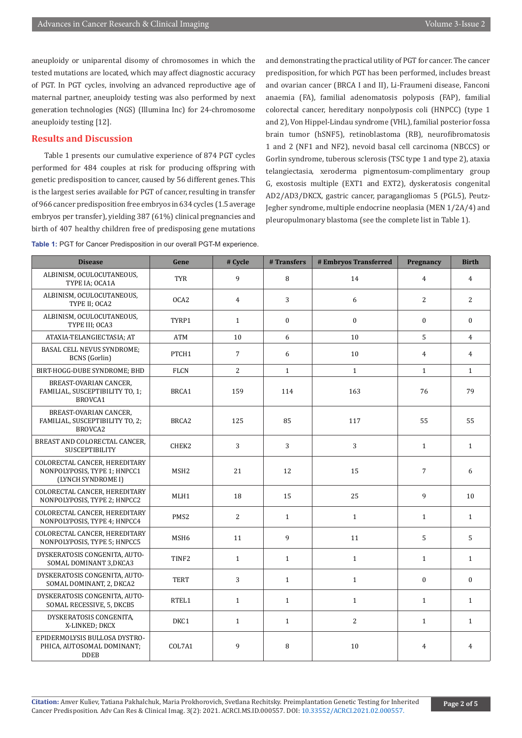aneuploidy or uniparental disomy of chromosomes in which the tested mutations are located, which may affect diagnostic accuracy of PGT. In PGT cycles, involving an advanced reproductive age of maternal partner, aneuploidy testing was also performed by next generation technologies (NGS) (Illumina Inc) for 24-chromosome aneuploidy testing [12].

## Results and Discussion

Table 1 presents our cumulative experience of 874 PGT cycles performed for 484 couples at risk for producing offspring with genetic predisposition to cancer, caused by 56 different genes. This is the largest series available for PGT of cancer, resulting in transfer of 966 cancer predisposition free embryos in 634 cycles (1.5 average embryos per transfer), yielding 387 (61%) clinical pregnancies and birth of 407 healthy children free of predisposing gene mutations and demonstrating the practical utility of PGT for cancer. The cancer predisposition, for which PGT has been performed, includes breast and ovarian cancer (BRCA I and II), Li-Fraumeni disease, Fanconi anaemia (FA), familial adenomatosis polyposis (FAP), familial colorectal cancer, hereditary nonpolyposis coli (HNPCC) (type 1 and 2), Von Hippel-Lindau syndrome (VHL), familial posterior fossa brain tumor (hSNF5), retinoblastoma (RB), neurofibromatosis 1 and 2 (NF1 and NF2), nevoid basal cell carcinoma (NBCCS) or Gorlin syndrome, tuberous sclerosis (TSC type 1 and type 2), ataxia telangiectasia, xeroderma pigmentosum-complimentary group G, exostosis multiple (EXT1 and EXT2), dyskeratosis congenital AD2/AD3/DKCX, gastric cancer, paragangliomas 5 (PGL5), Peutz-Jegher syndrome, multiple endocrine neoplasia (MEN 1/2A/4) and pleuropulmonary blastoma (see the complete list in Table 1).

**Table 1:** PGT for Cancer Predisposition in our overall PGT-M experience.

| Disease | Gene | # Cycle | # Transfers | # Embryos Transferred | Pregnancy | Birth |
|---|---|---|---|---|---|---|
| ALBINISM, OCULOCUTANEOUS, TYPE IA; OCA1A | TYR | 9 | 8 | 14 | 4 | 4 |
| ALBINISM, OCULOCUTANEOUS, TYPE II; OCA2 | OCA2 | 4 | 3 | 6 | 2 | 2 |
| ALBINISM, OCULOCUTANEOUS, TYPE III; OCA3 | TYRP1 | 1 | 0 | 0 | 0 | 0 |
| ATAXIA-TELANGIECTASIA; AT | ATM | 10 | 6 | 10 | 5 | 4 |
| BASAL CELL NEVUS SYNDROME; BCNS (Gorlin) | PTCH1 | 7 | 6 | 10 | 4 | 4 |
| BIRT-HOGG-DUBE SYNDROME; BHD | FLCN | 2 | 1 | 1 | 1 | 1 |
| BREAST-OVARIAN CANCER, FAMILIAL, SUSCEPTIBILITY TO, 1; BROVCA1 | BRCA1 | 159 | 114 | 163 | 76 | 79 |
| BREAST-OVARIAN CANCER, FAMILIAL, SUSCEPTIBILITY TO, 2; BROVCA2 | BRCA2 | 125 | 85 | 117 | 55 | 55 |
| BREAST AND COLORECTAL CANCER, SUSCEPTIBILITY | CHEK2 | 3 | 3 | 3 | 1 | 1 |
| COLORECTAL CANCER, HEREDITARY NONPOLYPOSIS, TYPE 1; HNPCC1 (LYNCH SYNDROME I) | MSH2 | 21 | 12 | 15 | 7 | 6 |
| COLORECTAL CANCER, HEREDITARY NONPOLYPOSIS, TYPE 2; HNPCC2 | MLH1 | 18 | 15 | 25 | 9 | 10 |
| COLORECTAL CANCER, HEREDITARY NONPOLYPOSIS, TYPE 4; HNPCC4 | PMS2 | 2 | 1 | 1 | 1 | 1 |
| COLORECTAL CANCER, HEREDITARY NONPOLYPOSIS, TYPE 5; HNPCC5 | MSH6 | 11 | 9 | 11 | 5 | 5 |
| DYSKERATOSIS CONGENITA, AUTOSOMAL DOMINANT 3,DKCA3 | TINF2 | 1 | 1 | 1 | 1 | 1 |
| DYSKERATOSIS CONGENITA, AUTOSOMAL DOMINANT, 2, DKCA2 | TERT | 3 | 1 | 1 | 0 | 0 |
| DYSKERATOSIS CONGENITA, AUTOSOMAL RECESSIVE, 5, DKCB5 | RTEL1 | 1 | 1 | 1 | 1 | 1 |
| DYSKERATOSIS CONGENITA, X-LINKED; DKCX | DKC1 | 1 | 1 | 2 | 1 | 1 |
| EPIDERMOLYSIS BULLOSA DYSTROPHICA, AUTOSOMAL DOMINANT; DDEB | COL7A1 | 9 | 8 | 10 | 4 | 4 |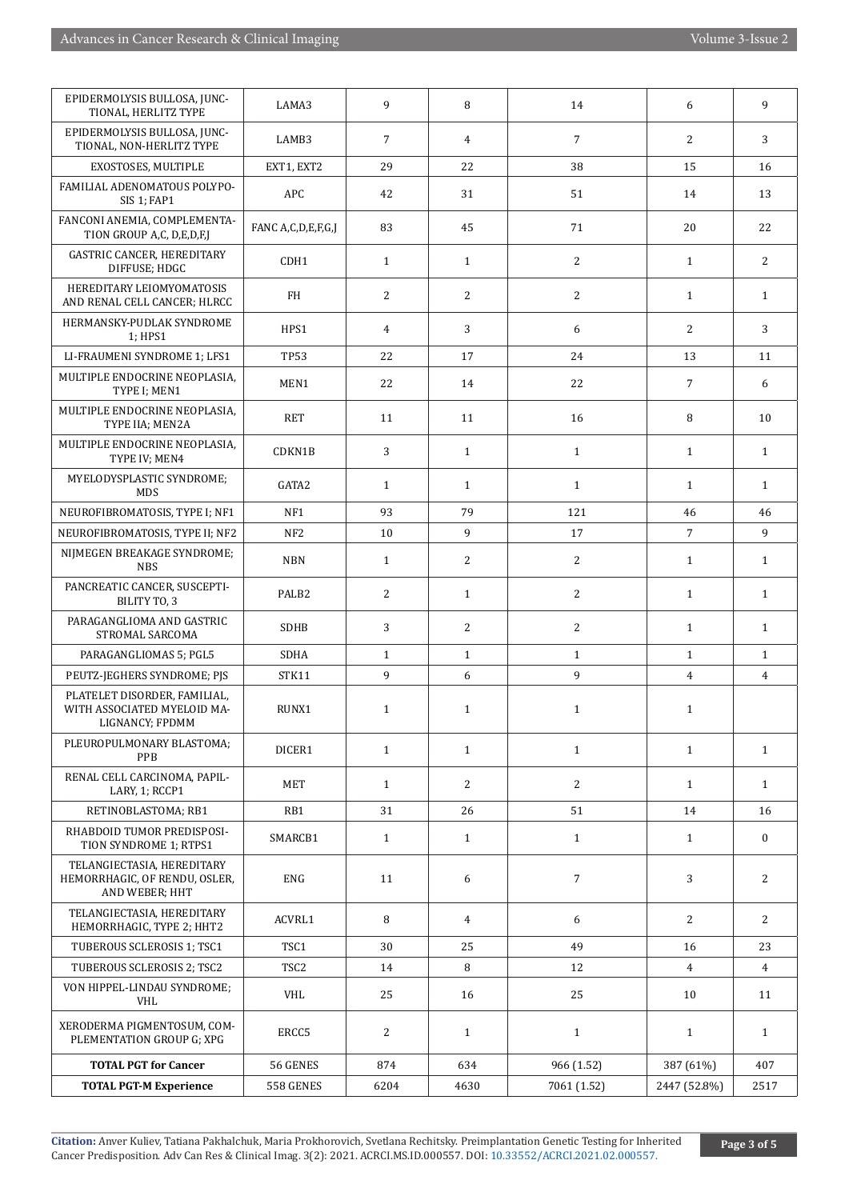| EPIDERMOLYSIS BULLOSA, JUNCTIONAL, HERLITZ TYPE | LAMA3 | 9 | 8 | 14 | 6 | 9 |
|---|---|---|---|---|---|---|
| EPIDERMOLYSIS BULLOSA, JUNCTIONAL, NON-HERLITZ TYPE | LAMB3 | 7 | 4 | 7 | 2 | 3 |
| EXOSTOSES, MULTIPLE | EXT1, EXT2 | 29 | 22 | 38 | 15 | 16 |
| FAMILIAL ADENOMATOUS POLYPOSIS 1; FAP1 | APC | 42 | 31 | 51 | 14 | 13 |
| FANCONI ANEMIA, COMPLEMENTATION GROUP A,C, D,E,D,F,J | FANC A,C,D,E,F,G,J | 83 | 45 | 71 | 20 | 22 |
| GASTRIC CANCER, HEREDITARY DIFFUSE; HDGC | CDH1 | 1 | 1 | 2 | 1 | 2 |
| HEREDITARY LEIOMYOMATOSIS AND RENAL CELL CANCER; HLRCC | FH | 2 | 2 | 2 | 1 | 1 |
| HERMANSKY-PUDLAK SYNDROME 1; HPS1 | HPS1 | 4 | 3 | 6 | 2 | 3 |
| LI-FRAUMENI SYNDROME 1; LFS1 | TP53 | 22 | 17 | 24 | 13 | 11 |
| MULTIPLE ENDOCRINE NEOPLASIA, TYPE I; MEN1 | MEN1 | 22 | 14 | 22 | 7 | 6 |
| MULTIPLE ENDOCRINE NEOPLASIA, TYPE IIA; MEN2A | RET | 11 | 11 | 16 | 8 | 10 |
| MULTIPLE ENDOCRINE NEOPLASIA, TYPE IV; MEN4 | CDKN1B | 3 | 1 | 1 | 1 | 1 |
| MYELODYSPLASTIC SYNDROME; MDS | GATA2 | 1 | 1 | 1 | 1 | 1 |
| NEUROFIBROMATOSIS, TYPE I; NF1 | NF1 | 93 | 79 | 121 | 46 | 46 |
| NEUROFIBROMATOSIS, TYPE II; NF2 | NF2 | 10 | 9 | 17 | 7 | 9 |
| NIJMEGEN BREAKAGE SYNDROME; NBS | NBN | 1 | 2 | 2 | 1 | 1 |
| PANCREATIC CANCER, SUSCEPTIBILITY TO, 3 | PALB2 | 2 | 1 | 2 | 1 | 1 |
| PARAGANGLIOMA AND GASTRIC STROMAL SARCOMA | SDHB | 3 | 2 | 2 | 1 | 1 |
| PARAGANGLIOMAS 5; PGL5 | SDHA | 1 | 1 | 1 | 1 | 1 |
| PEUTZ-JEGHERS SYNDROME; PJS | STK11 | 9 | 6 | 9 | 4 | 4 |
| PLATELET DISORDER, FAMILIAL, WITH ASSOCIATED MYELOID MALIGNANCY; FPDMM | RUNX1 | 1 | 1 | 1 | 1 | |
| PLEUROPULMONARY BLASTOMA; PPB | DICER1 | 1 | 1 | 1 | 1 | 1 |
| RENAL CELL CARCINOMA, PAPILLARY, 1; RCCP1 | MET | 1 | 2 | 2 | 1 | 1 |
| RETINOBLASTOMA; RB1 | RB1 | 31 | 26 | 51 | 14 | 16 |
| RHABDOID TUMOR PREDISPOSITION SYNDROME 1; RTPS1 | SMARCB1 | 1 | 1 | 1 | 1 | 0 |
| TELANGIECTASIA, HEREDITARY HEMORRHAGIC, OF RENDU, OSLER, AND WEBER; HHT | ENG | 11 | 6 | 7 | 3 | 2 |
| TELANGIECTASIA, HEREDITARY HEMORRHAGIC, TYPE 2; HHT2 | ACVRL1 | 8 | 4 | 6 | 2 | 2 |
| TUBEROUS SCLEROSIS 1; TSC1 | TSC1 | 30 | 25 | 49 | 16 | 23 |
| TUBEROUS SCLEROSIS 2; TSC2 | TSC2 | 14 | 8 | 12 | 4 | 4 |
| VON HIPPEL-LINDAU SYNDROME; VHL | VHL | 25 | 16 | 25 | 10 | 11 |
| XERODERMA PIGMENTOSUM, COMPLEMENTATION GROUP G; XPG | ERCC5 | 2 | 1 | 1 | 1 | 1 |
| **TOTAL PGT for Cancer** | 56 GENES | 874 | 634 | 966 (1.52) | 387 (61%) | 407 |
| **TOTAL PGT-M Experience** | 558 GENES | 6204 | 4630 | 7061 (1.52) | 2447 (52.8%) | 2517 |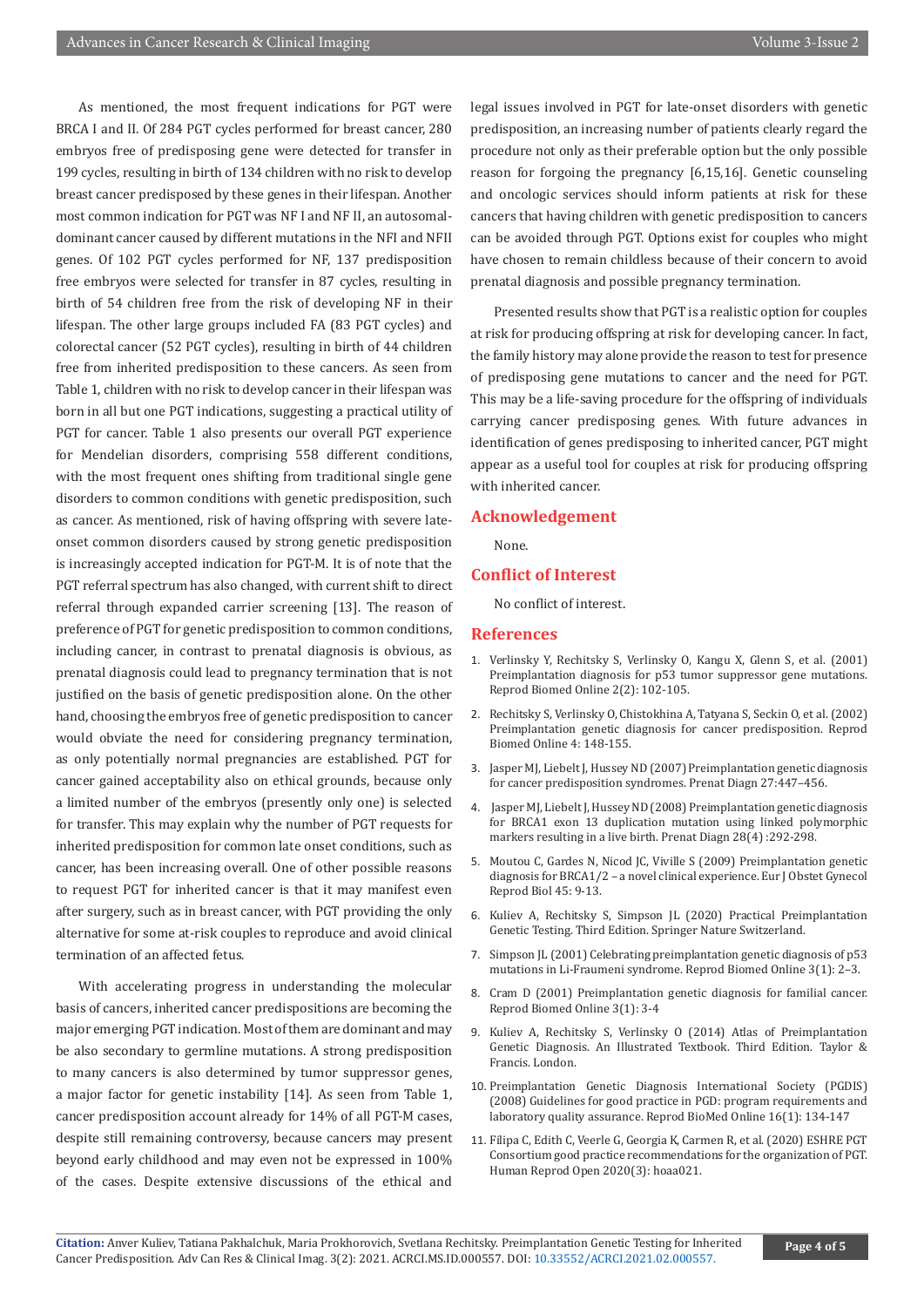As mentioned, the most frequent indications for PGT were BRCA I and II. Of 284 PGT cycles performed for breast cancer, 280 embryos free of predisposing gene were detected for transfer in 199 cycles, resulting in birth of 134 children with no risk to develop breast cancer predisposed by these genes in their lifespan. Another most common indication for PGT was NF I and NF II, an autosomal-dominant cancer caused by different mutations in the NFI and NFII genes. Of 102 PGT cycles performed for NF, 137 predisposition free embryos were selected for transfer in 87 cycles, resulting in birth of 54 children free from the risk of developing NF in their lifespan. The other large groups included FA (83 PGT cycles) and colorectal cancer (52 PGT cycles), resulting in birth of 44 children free from inherited predisposition to these cancers. As seen from Table 1, children with no risk to develop cancer in their lifespan was born in all but one PGT indications, suggesting a practical utility of PGT for cancer. Table 1 also presents our overall PGT experience for Mendelian disorders, comprising 558 different conditions, with the most frequent ones shifting from traditional single gene disorders to common conditions with genetic predisposition, such as cancer. As mentioned, risk of having offspring with severe late-onset common disorders caused by strong genetic predisposition is increasingly accepted indication for PGT-M. It is of note that the PGT referral spectrum has also changed, with current shift to direct referral through expanded carrier screening [13]. The reason of preference of PGT for genetic predisposition to common conditions, including cancer, in contrast to prenatal diagnosis is obvious, as prenatal diagnosis could lead to pregnancy termination that is not justified on the basis of genetic predisposition alone. On the other hand, choosing the embryos free of genetic predisposition to cancer would obviate the need for considering pregnancy termination, as only potentially normal pregnancies are established. PGT for cancer gained acceptability also on ethical grounds, because only a limited number of the embryos (presently only one) is selected for transfer. This may explain why the number of PGT requests for inherited predisposition for common late onset conditions, such as cancer, has been increasing overall. One of other possible reasons to request PGT for inherited cancer is that it may manifest even after surgery, such as in breast cancer, with PGT providing the only alternative for some at-risk couples to reproduce and avoid clinical termination of an affected fetus.

With accelerating progress in understanding the molecular basis of cancers, inherited cancer predispositions are becoming the major emerging PGT indication. Most of them are dominant and may be also secondary to germline mutations. A strong predisposition to many cancers is also determined by tumor suppressor genes, a major factor for genetic instability [14]. As seen from Table 1, cancer predisposition account already for 14% of all PGT-M cases, despite still remaining controversy, because cancers may present beyond early childhood and may even not be expressed in 100% of the cases. Despite extensive discussions of the ethical and legal issues involved in PGT for late-onset disorders with genetic predisposition, an increasing number of patients clearly regard the procedure not only as their preferable option but the only possible reason for forgoing the pregnancy [6,15,16]. Genetic counseling and oncologic services should inform patients at risk for these cancers that having children with genetic predisposition to cancers can be avoided through PGT. Options exist for couples who might have chosen to remain childless because of their concern to avoid prenatal diagnosis and possible pregnancy termination.

Presented results show that PGT is a realistic option for couples at risk for producing offspring at risk for developing cancer. In fact, the family history may alone provide the reason to test for presence of predisposing gene mutations to cancer and the need for PGT. This may be a life-saving procedure for the offspring of individuals carrying cancer predisposing genes. With future advances in identification of genes predisposing to inherited cancer, PGT might appear as a useful tool for couples at risk for producing offspring with inherited cancer.

## Acknowledgement

None.

## Conflict of Interest

No conflict of interest.

## References

1. Verlinsky Y, Rechitsky S, Verlinsky O, Kangu X, Glenn S, et al. (2001) Preimplantation diagnosis for p53 tumor suppressor gene mutations. Reprod Biomed Online 2(2): 102-105.
2. Rechitsky S, Verlinsky O, Chistokhina A, Tatyana S, Seckin O, et al. (2002) Preimplantation genetic diagnosis for cancer predisposition. Reprod Biomed Online 4: 148-155.
3. Jasper MJ, Liebelt J, Hussey ND (2007) Preimplantation genetic diagnosis for cancer predisposition syndromes. Prenat Diagn 27:447–456.
4. Jasper MJ, Liebelt J, Hussey ND (2008) Preimplantation genetic diagnosis for BRCA1 exon 13 duplication mutation using linked polymorphic markers resulting in a live birth. Prenat Diagn 28(4) :292-298.
5. Moutou C, Gardes N, Nicod JC, Viville S (2009) Preimplantation genetic diagnosis for BRCA1/2 – a novel clinical experience. Eur J Obstet Gynecol Reprod Biol 45: 9-13.
6. Kuliev A, Rechitsky S, Simpson JL (2020) Practical Preimplantation Genetic Testing. Third Edition. Springer Nature Switzerland.
7. Simpson JL (2001) Celebrating preimplantation genetic diagnosis of p53 mutations in Li-Fraumeni syndrome. Reprod Biomed Online 3(1): 2–3.
8. Cram D (2001) Preimplantation genetic diagnosis for familial cancer. Reprod Biomed Online 3(1): 3-4
9. Kuliev A, Rechitsky S, Verlinsky O (2014) Atlas of Preimplantation Genetic Diagnosis. An Illustrated Textbook. Third Edition. Taylor & Francis. London.
10. Preimplantation Genetic Diagnosis International Society (PGDIS) (2008) Guidelines for good practice in PGD: program requirements and laboratory quality assurance. Reprod BioMed Online 16(1): 134-147
11. Filipa C, Edith C, Veerle G, Georgia K, Carmen R, et al. (2020) ESHRE PGT Consortium good practice recommendations for the organization of PGT. Human Reprod Open 2020(3): hoaa021.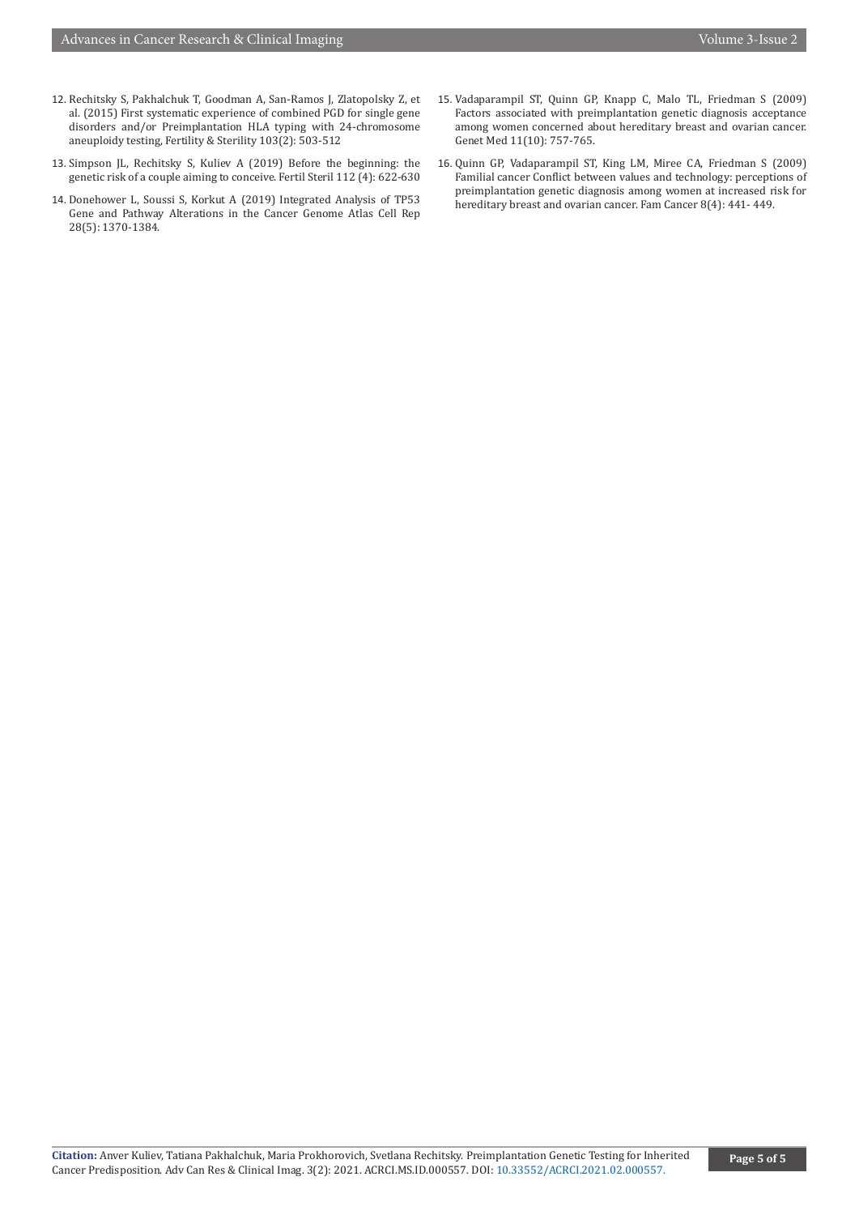12. Rechitsky S, Pakhalchuk T, Goodman A, San-Ramos J, Zlatopolsky Z, et al. (2015) First systematic experience of combined PGD for single gene disorders and/or Preimplantation HLA typing with 24-chromosome aneuploidy testing, Fertility & Sterility 103(2): 503-512
13. Simpson JL, Rechitsky S, Kuliev A (2019) Before the beginning: the genetic risk of a couple aiming to conceive. Fertil Steril 112 (4): 622-630
14. Donehower L, Soussi S, Korkut A (2019) Integrated Analysis of TP53 Gene and Pathway Alterations in the Cancer Genome Atlas Cell Rep 28(5): 1370-1384.
15. Vadaparampil ST, Quinn GP, Knapp C, Malo TL, Friedman S (2009) Factors associated with preimplantation genetic diagnosis acceptance among women concerned about hereditary breast and ovarian cancer. Genet Med 11(10): 757-765.
16. Quinn GP, Vadaparampil ST, King LM, Miree CA, Friedman S (2009) Familial cancer Conflict between values and technology: perceptions of preimplantation genetic diagnosis among women at increased risk for hereditary breast and ovarian cancer. Fam Cancer 8(4): 441- 449.

**Citation:** Anver Kuliev, Tatiana Pakhalchuk, Maria Prokhorovich, Svetlana Rechitsky. Preimplantation Genetic Testing for Inherited Cancer Predisposition. Adv Can Res & Clinical Imag. 3(2): 2021. ACRCI.MS.ID.000557. DOI: 10.33552/ACRCI.2021.02.000557.